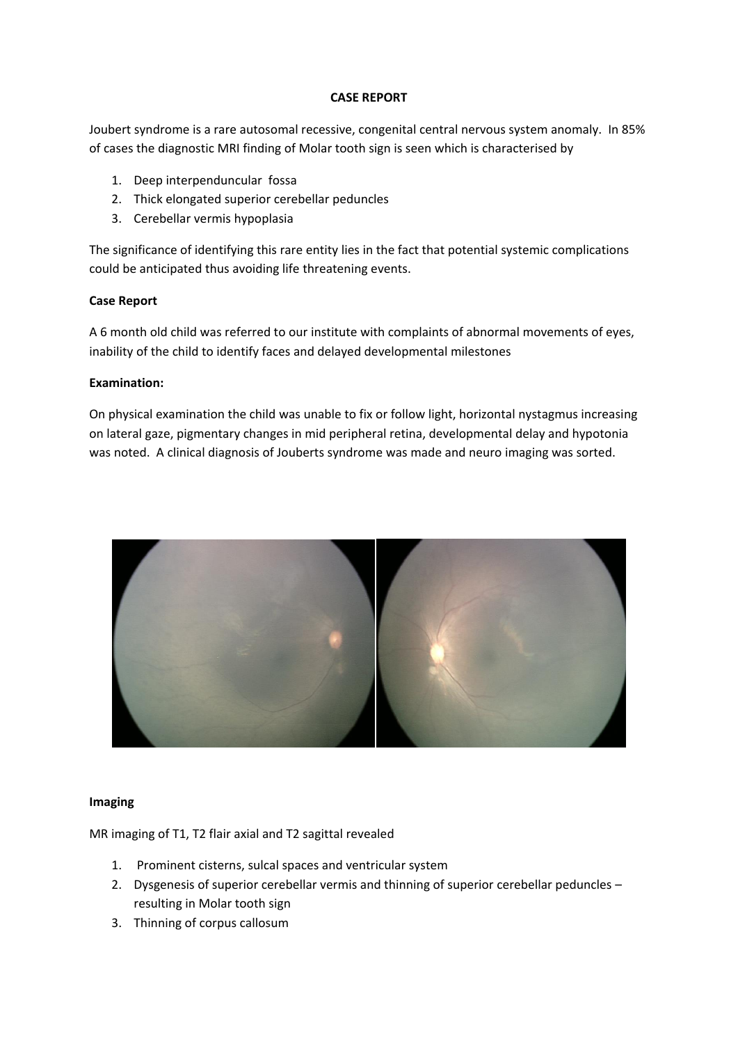**CASE REPORT**

Joubert syndrome is a rare autosomal recessive, congenital central nervous system anomaly. In 85% of cases the diagnostic MRI finding of Molar tooth sign is seen which is characterised by

1. Deep interpenduncular fossa
2. Thick elongated superior cerebellar peduncles
3. Cerebellar vermis hypoplasia

The significance of identifying this rare entity lies in the fact that potential systemic complications could be anticipated thus avoiding life threatening events.

**Case Report**

A 6 month old child was referred to our institute with complaints of abnormal movements of eyes, inability of the child to identify faces and delayed developmental milestones

**Examination:**

On physical examination the child was unable to fix or follow light, horizontal nystagmus increasing on lateral gaze, pigmentary changes in mid peripheral retina, developmental delay and hypotonia was noted. A clinical diagnosis of Jouberts syndrome was made and neuro imaging was sorted.

**Imaging**

MR imaging of T1, T2 flair axial and T2 sagittal revealed

1. Prominent cisterns, sulcal spaces and ventricular system
2. Dysgenesis of superior cerebellar vermis and thinning of superior cerebellar peduncles – resulting in Molar tooth sign
3. Thinning of corpus callosum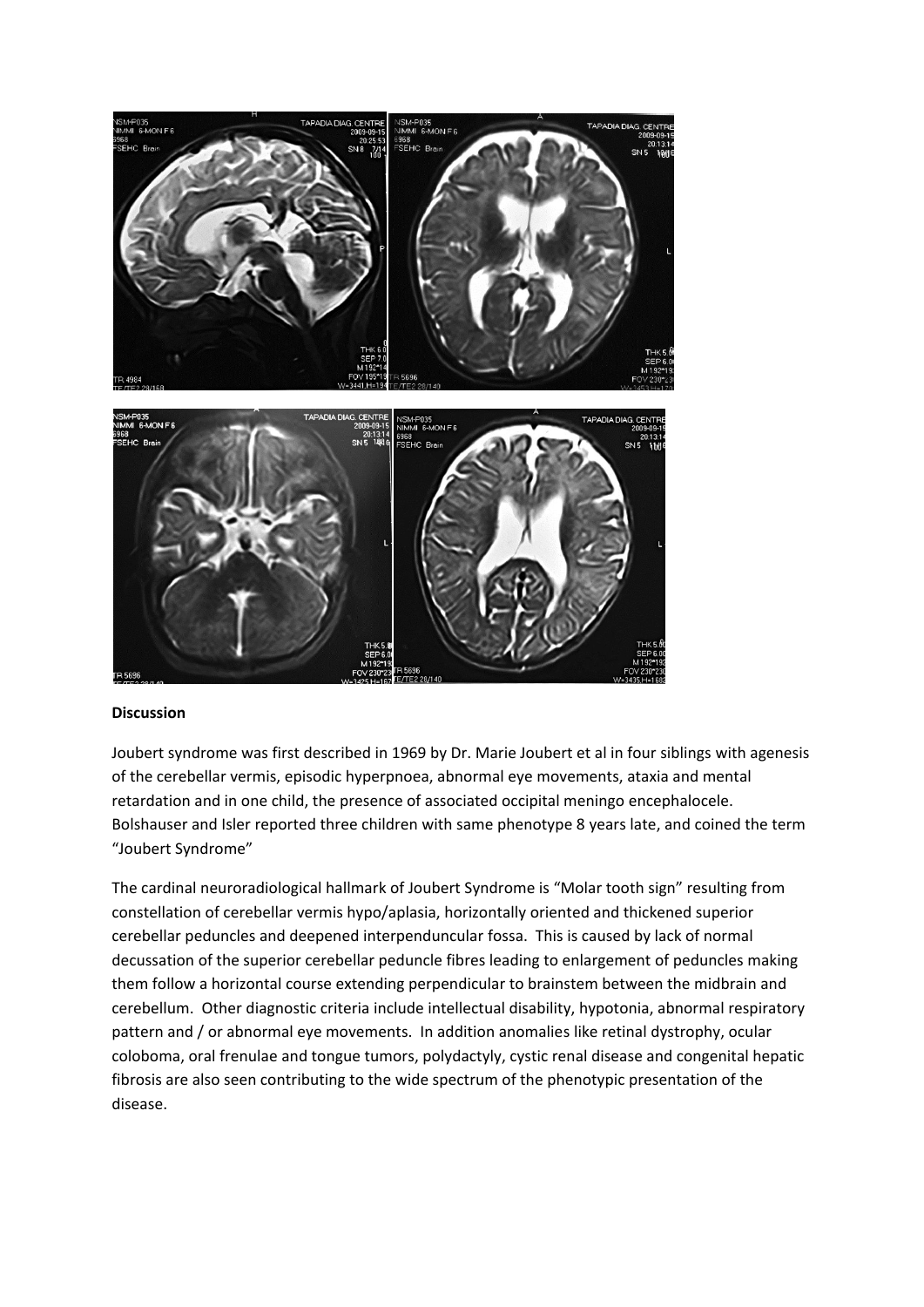**Discussion**

Joubert syndrome was first described in 1969 by Dr. Marie Joubert et al in four siblings with agenesis of the cerebellar vermis, episodic hyperpnoea, abnormal eye movements, ataxia and mental retardation and in one child, the presence of associated occipital meningo encephalocele. Bolshauser and Isler reported three children with same phenotype 8 years late, and coined the term "Joubert Syndrome"

The cardinal neuroradiological hallmark of Joubert Syndrome is "Molar tooth sign" resulting from constellation of cerebellar vermis hypo/aplasia, horizontally oriented and thickened superior cerebellar peduncles and deepened interpenduncular fossa. This is caused by lack of normal decussation of the superior cerebellar peduncle fibres leading to enlargement of peduncles making them follow a horizontal course extending perpendicular to brainstem between the midbrain and cerebellum. Other diagnostic criteria include intellectual disability, hypotonia, abnormal respiratory pattern and / or abnormal eye movements. In addition anomalies like retinal dystrophy, ocular coloboma, oral frenulae and tongue tumors, polydactyly, cystic renal disease and congenital hepatic fibrosis are also seen contributing to the wide spectrum of the phenotypic presentation of the disease.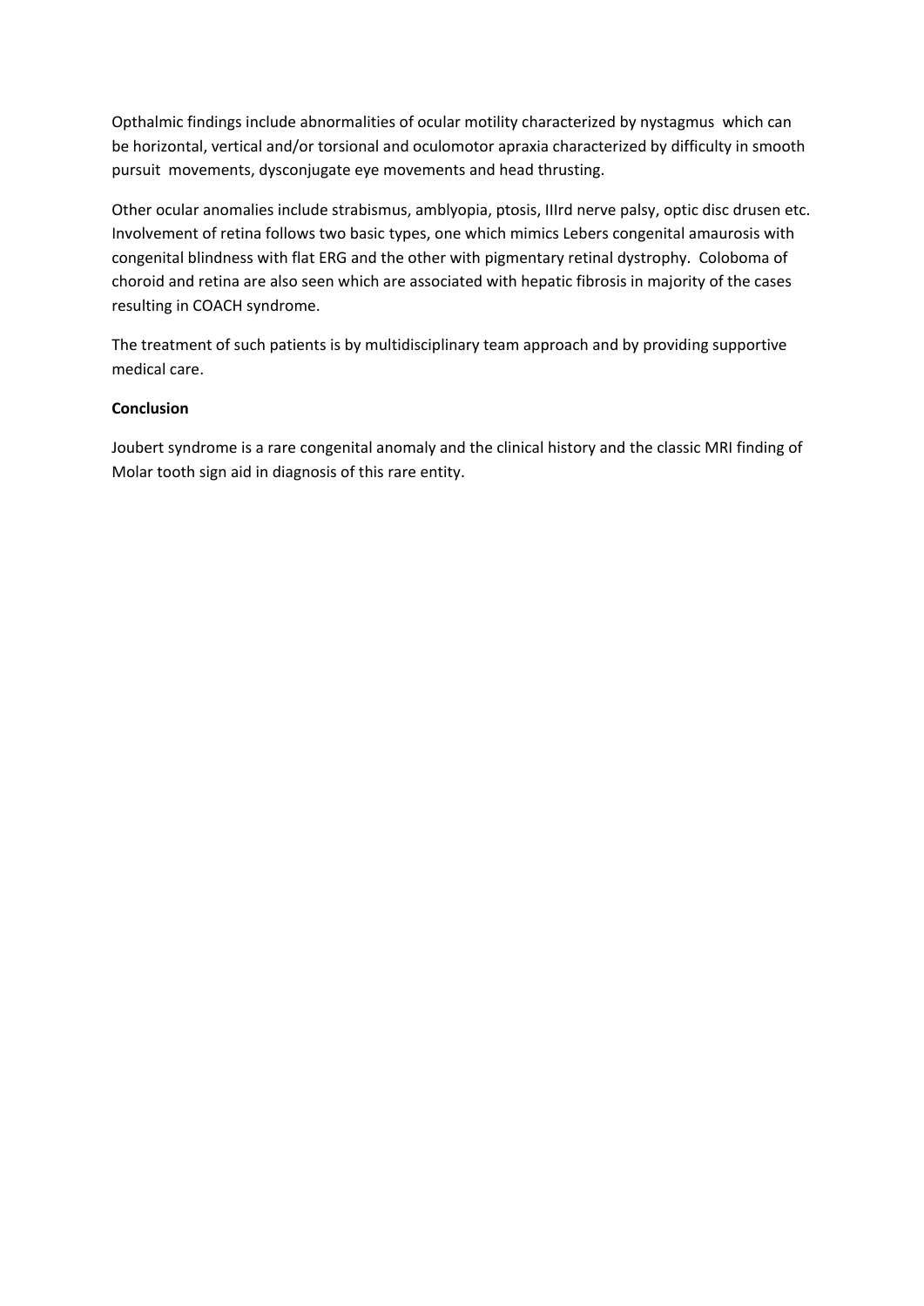Opthalmic findings include abnormalities of ocular motility characterized by nystagmus which can be horizontal, vertical and/or torsional and oculomotor apraxia characterized by difficulty in smooth pursuit movements, dysconjugate eye movements and head thrusting.

Other ocular anomalies include strabismus, amblyopia, ptosis, IIIrd nerve palsy, optic disc drusen etc. Involvement of retina follows two basic types, one which mimics Lebers congenital amaurosis with congenital blindness with flat ERG and the other with pigmentary retinal dystrophy. Coloboma of choroid and retina are also seen which are associated with hepatic fibrosis in majority of the cases resulting in COACH syndrome.

The treatment of such patients is by multidisciplinary team approach and by providing supportive medical care.

**Conclusion**

Joubert syndrome is a rare congenital anomaly and the clinical history and the classic MRI finding of Molar tooth sign aid in diagnosis of this rare entity.